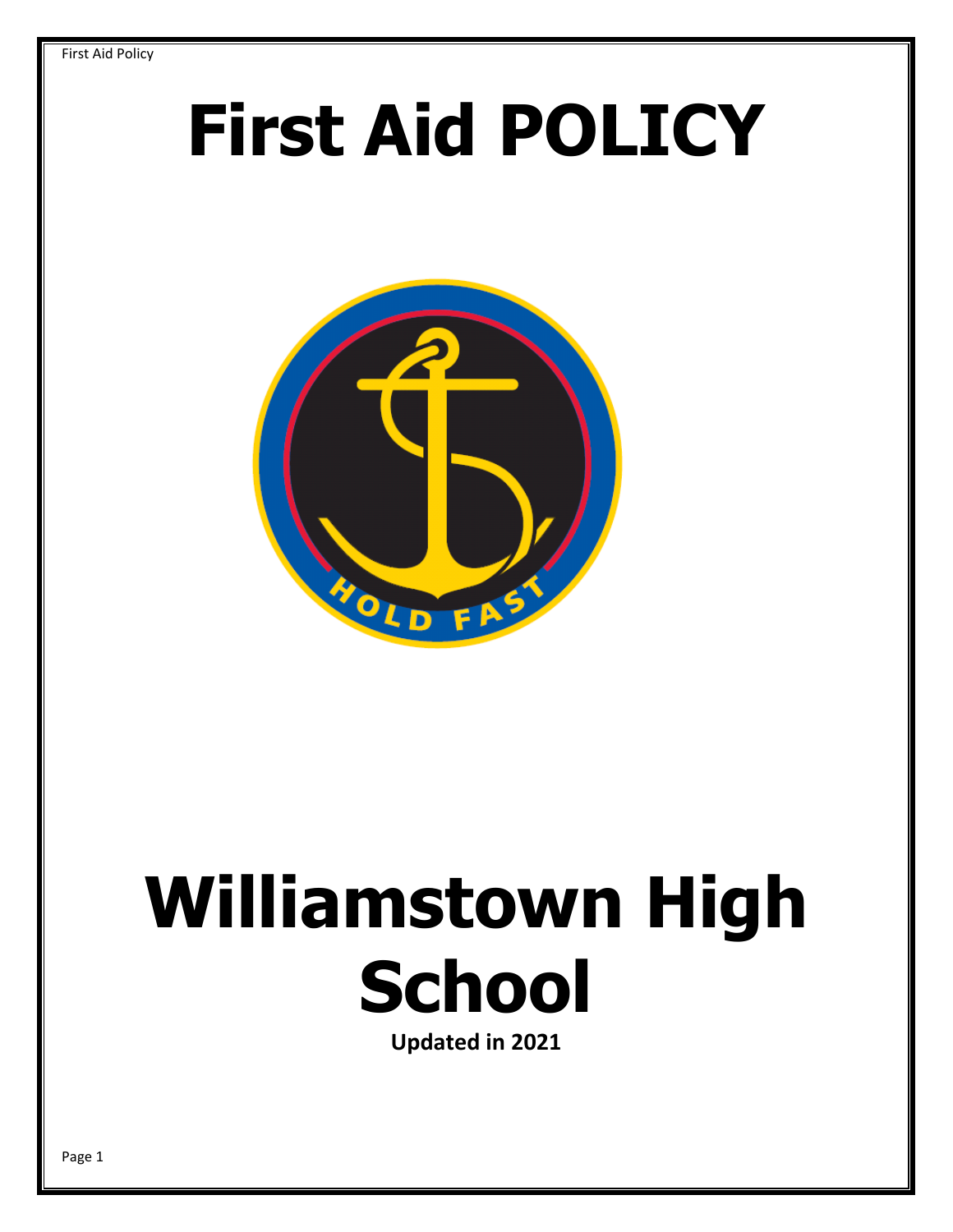# First Aid POLICY

# Williamstown High School

**Updated in 2021**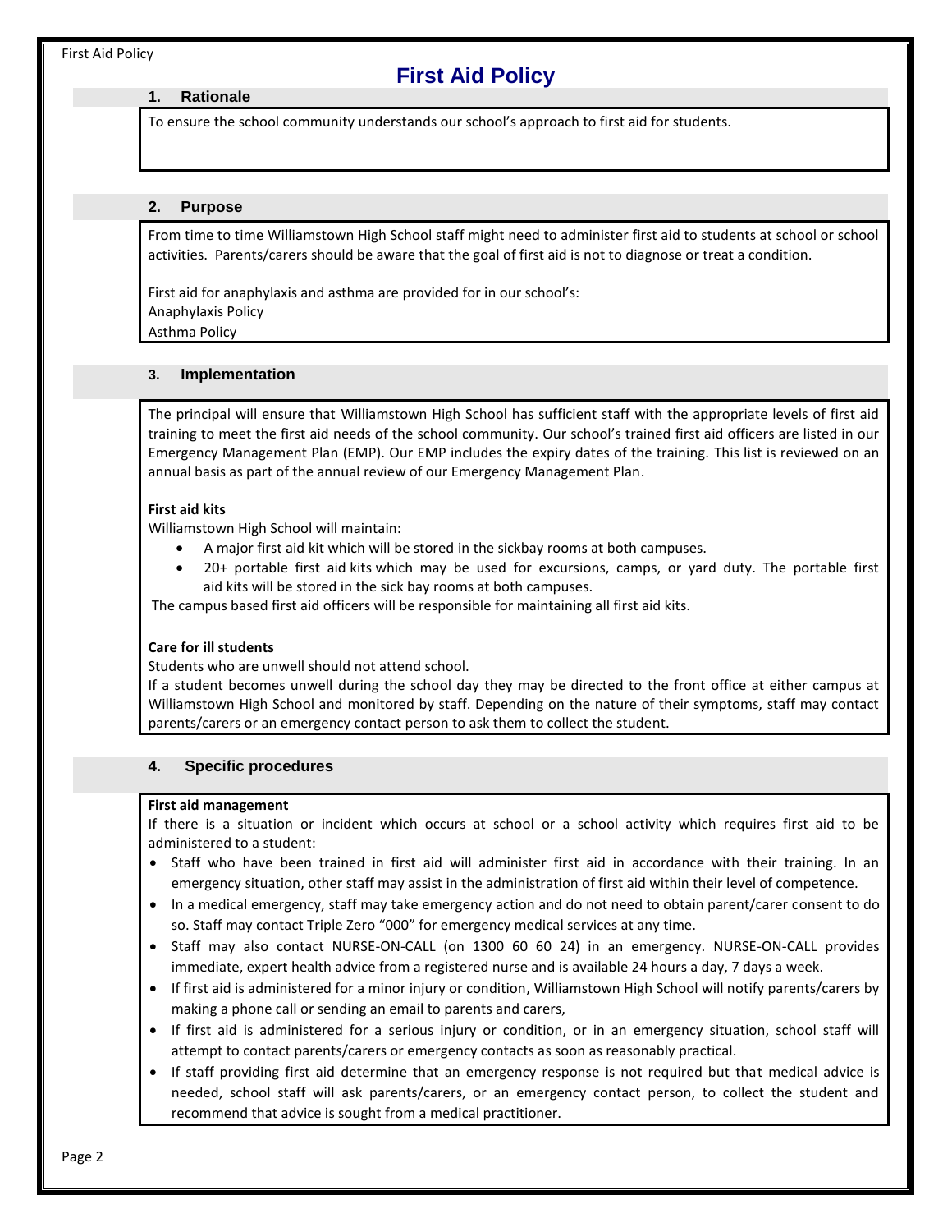# First Aid Policy

## 1. Rationale

To ensure the school community understands our school's approach to first aid for students.

## 2. Purpose

From time to time Williamstown High School staff might need to administer first aid to students at school or school activities. Parents/carers should be aware that the goal of first aid is not to diagnose or treat a condition.

First aid for anaphylaxis and asthma are provided for in our school's:
Anaphylaxis Policy
Asthma Policy

## 3. Implementation

The principal will ensure that Williamstown High School has sufficient staff with the appropriate levels of first aid training to meet the first aid needs of the school community. Our school's trained first aid officers are listed in our Emergency Management Plan (EMP). Our EMP includes the expiry dates of the training. This list is reviewed on an annual basis as part of the annual review of our Emergency Management Plan.

**First aid kits**

Williamstown High School will maintain:

- A major first aid kit which will be stored in the sickbay rooms at both campuses.
- 20+ portable first aid kits which may be used for excursions, camps, or yard duty. The portable first aid kits will be stored in the sick bay rooms at both campuses.

The campus based first aid officers will be responsible for maintaining all first aid kits.

**Care for ill students**

Students who are unwell should not attend school.
If a student becomes unwell during the school day they may be directed to the front office at either campus at Williamstown High School and monitored by staff. Depending on the nature of their symptoms, staff may contact parents/carers or an emergency contact person to ask them to collect the student.

## 4. Specific procedures

**First aid management**

If there is a situation or incident which occurs at school or a school activity which requires first aid to be administered to a student:

- Staff who have been trained in first aid will administer first aid in accordance with their training. In an emergency situation, other staff may assist in the administration of first aid within their level of competence.
- In a medical emergency, staff may take emergency action and do not need to obtain parent/carer consent to do so. Staff may contact Triple Zero "000" for emergency medical services at any time.
- Staff may also contact NURSE-ON-CALL (on 1300 60 60 24) in an emergency. NURSE-ON-CALL provides immediate, expert health advice from a registered nurse and is available 24 hours a day, 7 days a week.
- If first aid is administered for a minor injury or condition, Williamstown High School will notify parents/carers by making a phone call or sending an email to parents and carers,
- If first aid is administered for a serious injury or condition, or in an emergency situation, school staff will attempt to contact parents/carers or emergency contacts as soon as reasonably practical.
- If staff providing first aid determine that an emergency response is not required but that medical advice is needed, school staff will ask parents/carers, or an emergency contact person, to collect the student and recommend that advice is sought from a medical practitioner.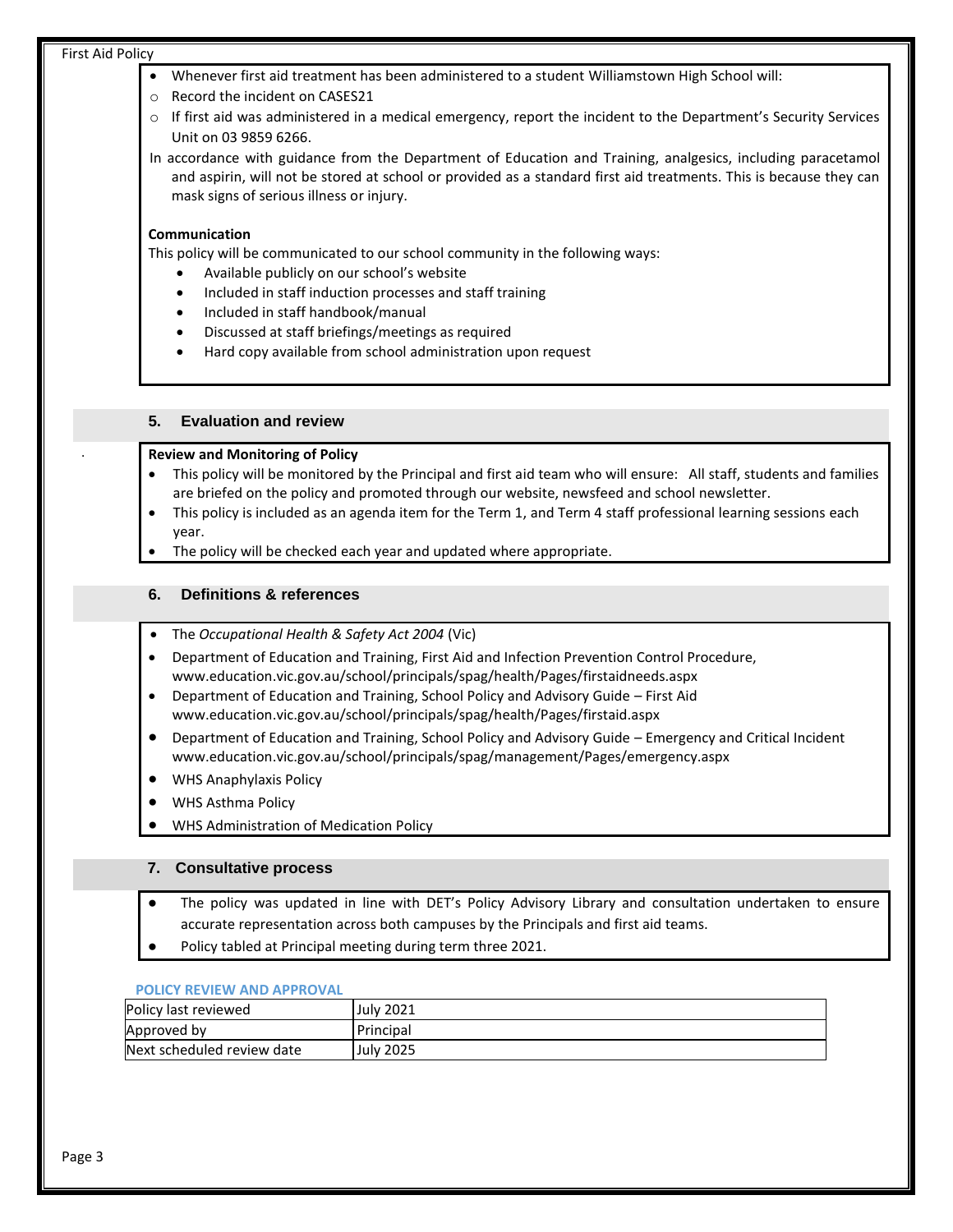- Whenever first aid treatment has been administered to a student Williamstown High School will:
  - Record the incident on CASES21
  - If first aid was administered in a medical emergency, report the incident to the Department's Security Services Unit on 03 9859 6266.

In accordance with guidance from the Department of Education and Training, analgesics, including paracetamol and aspirin, will not be stored at school or provided as a standard first aid treatments. This is because they can mask signs of serious illness or injury.

**Communication**

This policy will be communicated to our school community in the following ways:

- Available publicly on our school's website
- Included in staff induction processes and staff training
- Included in staff handbook/manual
- Discussed at staff briefings/meetings as required
- Hard copy available from school administration upon request

## 5. Evaluation and review

**Review and Monitoring of Policy**

- This policy will be monitored by the Principal and first aid team who will ensure: All staff, students and families are briefed on the policy and promoted through our website, newsfeed and school newsletter.
- This policy is included as an agenda item for the Term 1, and Term 4 staff professional learning sessions each year.
- The policy will be checked each year and updated where appropriate.

## 6. Definitions & references

- The *Occupational Health & Safety Act 2004* (Vic)
- Department of Education and Training, First Aid and Infection Prevention Control Procedure, www.education.vic.gov.au/school/principals/spag/health/Pages/firstaidneeds.aspx
- Department of Education and Training, School Policy and Advisory Guide – First Aid www.education.vic.gov.au/school/principals/spag/health/Pages/firstaid.aspx
- Department of Education and Training, School Policy and Advisory Guide – Emergency and Critical Incident www.education.vic.gov.au/school/principals/spag/management/Pages/emergency.aspx
- WHS Anaphylaxis Policy
- WHS Asthma Policy
- WHS Administration of Medication Policy

## 7. Consultative process

- The policy was updated in line with DET's Policy Advisory Library and consultation undertaken to ensure accurate representation across both campuses by the Principals and first aid teams.
- Policy tabled at Principal meeting during term three 2021.

**POLICY REVIEW AND APPROVAL**

| | |
|---|---|
| Policy last reviewed | July 2021 |
| Approved by | Principal |
| Next scheduled review date | July 2025 |